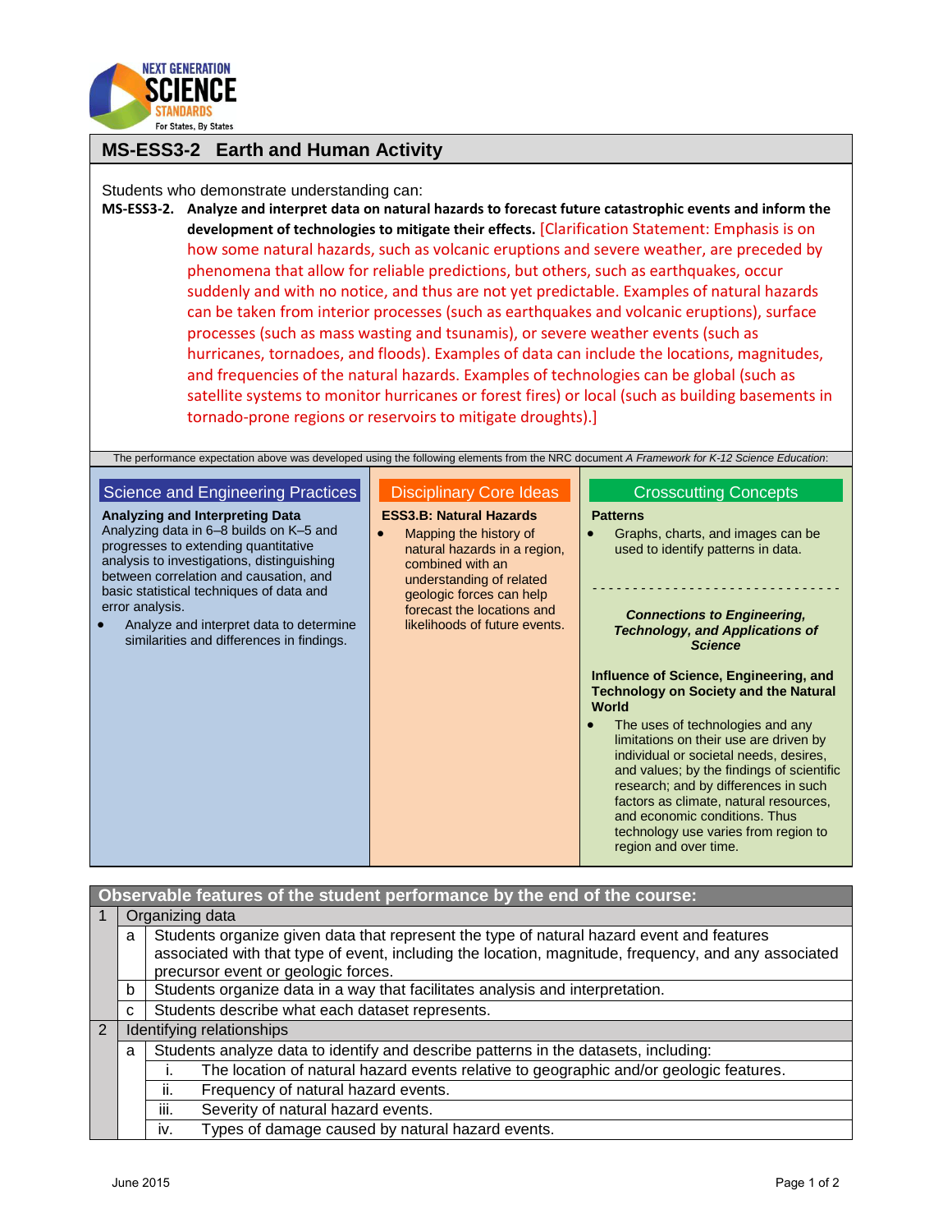# MS-ESS3-2 Earth and Human Activity

Students who demonstrate understanding can:

**MS-ESS3-2. Analyze and interpret data on natural hazards to forecast future catastrophic events and inform the development of technologies to mitigate their effects.** [Clarification Statement: Emphasis is on how some natural hazards, such as volcanic eruptions and severe weather, are preceded by phenomena that allow for reliable predictions, but others, such as earthquakes, occur suddenly and with no notice, and thus are not yet predictable. Examples of natural hazards can be taken from interior processes (such as earthquakes and volcanic eruptions), surface processes (such as mass wasting and tsunamis), or severe weather events (such as hurricanes, tornadoes, and floods). Examples of data can include the locations, magnitudes, and frequencies of the natural hazards. Examples of technologies can be global (such as satellite systems to monitor hurricanes or forest fires) or local (such as building basements in tornado-prone regions or reservoirs to mitigate droughts).]

The performance expectation above was developed using the following elements from the NRC document *A Framework for K-12 Science Education*:

## Science and Engineering Practices

**Analyzing and Interpreting Data**

Analyzing data in 6–8 builds on K–5 and progresses to extending quantitative analysis to investigations, distinguishing between correlation and causation, and basic statistical techniques of data and error analysis.

- Analyze and interpret data to determine similarities and differences in findings.

## Disciplinary Core Ideas

**ESS3.B: Natural Hazards**

- Mapping the history of natural hazards in a region, combined with an understanding of related geologic forces can help forecast the locations and likelihoods of future events.

## Crosscutting Concepts

**Patterns**

- Graphs, charts, and images can be used to identify patterns in data.

---

***Connections to Engineering, Technology, and Applications of Science***

**Influence of Science, Engineering, and Technology on Society and the Natural World**

- The uses of technologies and any limitations on their use are driven by individual or societal needs, desires, and values; by the findings of scientific research; and by differences in such factors as climate, natural resources, and economic conditions. Thus technology use varies from region to region and over time.

| Observable features of the student performance by the end of the course: | | |
|---|---|---|
| 1 | Organizing data | |
| | a | Students organize given data that represent the type of natural hazard event and features associated with that type of event, including the location, magnitude, frequency, and any associated precursor event or geologic forces. |
| | b | Students organize data in a way that facilitates analysis and interpretation. |
| | c | Students describe what each dataset represents. |
| 2 | Identifying relationships | |
| | a | Students analyze data to identify and describe patterns in the datasets, including: |
| | | i. The location of natural hazard events relative to geographic and/or geologic features. |
| | | ii. Frequency of natural hazard events. |
| | | iii. Severity of natural hazard events. |
| | | iv. Types of damage caused by natural hazard events. |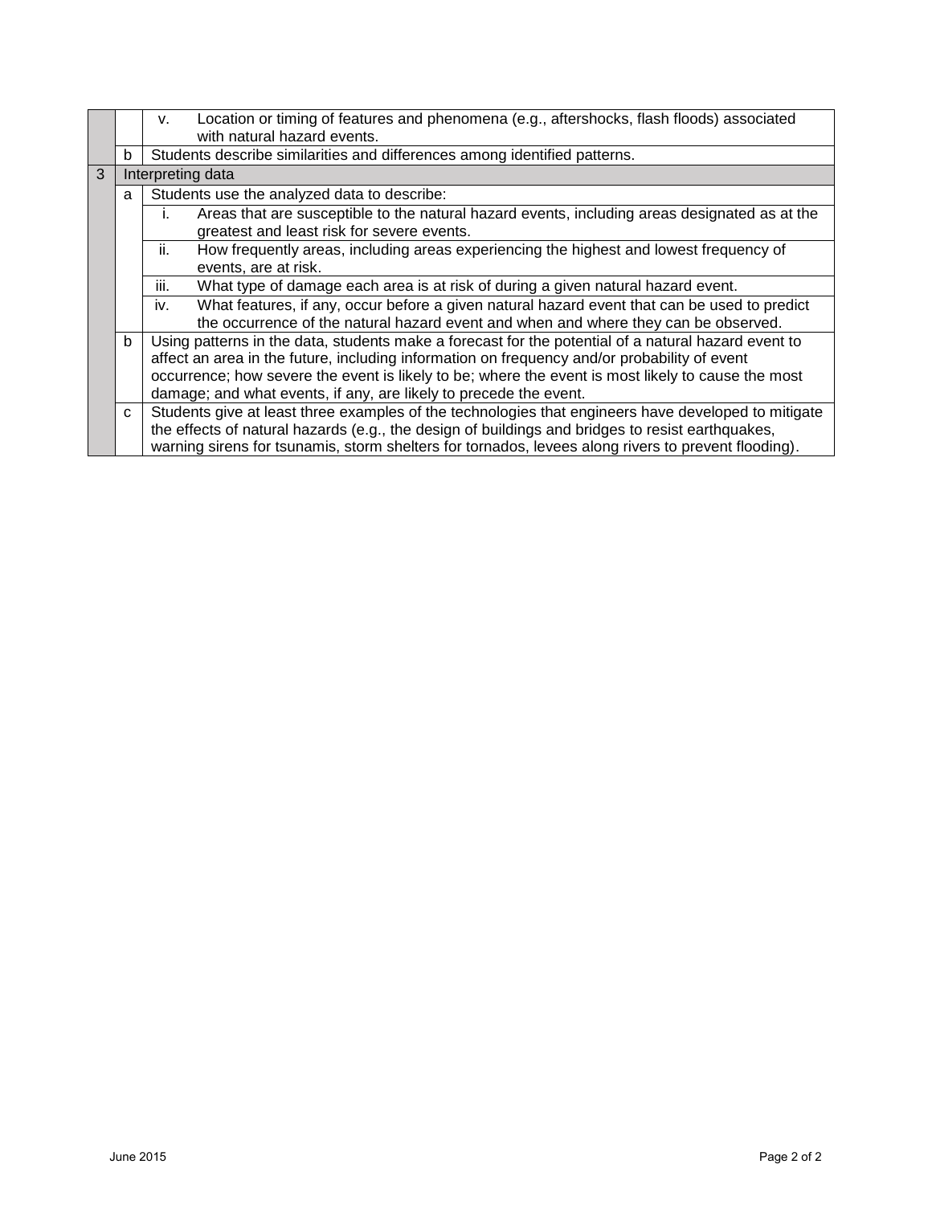| | | | |
|---|---|---|---|
| | | v. | Location or timing of features and phenomena (e.g., aftershocks, flash floods) associated with natural hazard events. |
| | b | Students describe similarities and differences among identified patterns. | |
| 3 | Interpreting data | | |
| | a | Students use the analyzed data to describe: | |
| | | i. | Areas that are susceptible to the natural hazard events, including areas designated as at the greatest and least risk for severe events. |
| | | ii. | How frequently areas, including areas experiencing the highest and lowest frequency of events, are at risk. |
| | | iii. | What type of damage each area is at risk of during a given natural hazard event. |
| | | iv. | What features, if any, occur before a given natural hazard event that can be used to predict the occurrence of the natural hazard event and when and where they can be observed. |
| | b | Using patterns in the data, students make a forecast for the potential of a natural hazard event to affect an area in the future, including information on frequency and/or probability of event occurrence; how severe the event is likely to be; where the event is most likely to cause the most damage; and what events, if any, are likely to precede the event. | |
| | c | Students give at least three examples of the technologies that engineers have developed to mitigate the effects of natural hazards (e.g., the design of buildings and bridges to resist earthquakes, warning sirens for tsunamis, storm shelters for tornados, levees along rivers to prevent flooding). | |

June 2015